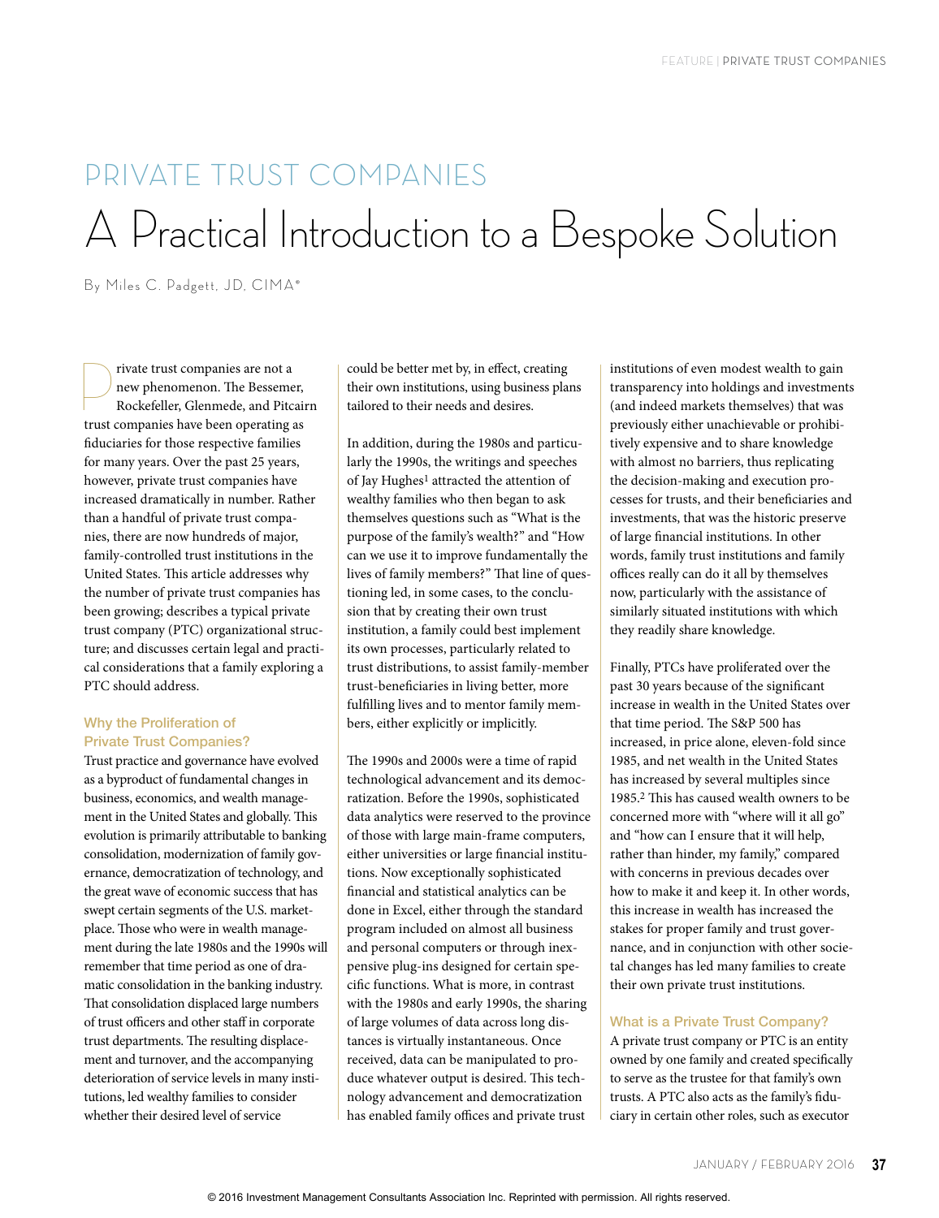# PRIVATE TRUST COMPANIES

# A Practical Introduction to a Bespoke Solution

By Miles C. Padgett, JD, CIMA®

Private trust companies are not a new phenomenon. The Bessemer, Rockefeller, Glenmede, and Pitcairn trust companies have been operating as fiduciaries for those respective families for many years. Over the past 25 years, however, private trust companies have increased dramatically in number. Rather than a handful of private trust companies, there are now hundreds of major, family-controlled trust institutions in the United States. This article addresses why the number of private trust companies has been growing; describes a typical private trust company (PTC) organizational structure; and discusses certain legal and practical considerations that a family exploring a PTC should address.

## Why the Proliferation of Private Trust Companies?

Trust practice and governance have evolved as a byproduct of fundamental changes in business, economics, and wealth management in the United States and globally. This evolution is primarily attributable to banking consolidation, modernization of family governance, democratization of technology, and the great wave of economic success that has swept certain segments of the U.S. marketplace. Those who were in wealth management during the late 1980s and the 1990s will remember that time period as one of dramatic consolidation in the banking industry. That consolidation displaced large numbers of trust officers and other staff in corporate trust departments. The resulting displacement and turnover, and the accompanying deterioration of service levels in many institutions, led wealthy families to consider whether their desired level of service could be better met by, in effect, creating their own institutions, using business plans tailored to their needs and desires.

In addition, during the 1980s and particularly the 1990s, the writings and speeches of Jay Hughes[1] attracted the attention of wealthy families who then began to ask themselves questions such as "What is the purpose of the family's wealth?" and "How can we use it to improve fundamentally the lives of family members?" That line of questioning led, in some cases, to the conclusion that by creating their own trust institution, a family could best implement its own processes, particularly related to trust distributions, to assist family-member trust-beneficiaries in living better, more fulfilling lives and to mentor family members, either explicitly or implicitly.

The 1990s and 2000s were a time of rapid technological advancement and its democratization. Before the 1990s, sophisticated data analytics were reserved to the province of those with large main-frame computers, either universities or large financial institutions. Now exceptionally sophisticated financial and statistical analytics can be done in Excel, either through the standard program included on almost all business and personal computers or through inexpensive plug-ins designed for certain specific functions. What is more, in contrast with the 1980s and early 1990s, the sharing of large volumes of data across long distances is virtually instantaneous. Once received, data can be manipulated to produce whatever output is desired. This technology advancement and democratization has enabled family offices and private trust institutions of even modest wealth to gain transparency into holdings and investments (and indeed markets themselves) that was previously either unachievable or prohibitively expensive and to share knowledge with almost no barriers, thus replicating the decision-making and execution processes for trusts, and their beneficiaries and investments, that was the historic preserve of large financial institutions. In other words, family trust institutions and family offices really can do it all by themselves now, particularly with the assistance of similarly situated institutions with which they readily share knowledge.

Finally, PTCs have proliferated over the past 30 years because of the significant increase in wealth in the United States over that time period. The S&P 500 has increased, in price alone, eleven-fold since 1985, and net wealth in the United States has increased by several multiples since 1985.[2] This has caused wealth owners to be concerned more with "where will it all go" and "how can I ensure that it will help, rather than hinder, my family," compared with concerns in previous decades over how to make it and keep it. In other words, this increase in wealth has increased the stakes for proper family and trust governance, and in conjunction with other societal changes has led many families to create their own private trust institutions.

## What is a Private Trust Company?

A private trust company or PTC is an entity owned by one family and created specifically to serve as the trustee for that family's own trusts. A PTC also acts as the family's fiduciary in certain other roles, such as executor

© 2016 Investment Management Consultants Association Inc. Reprinted with permission. All rights reserved.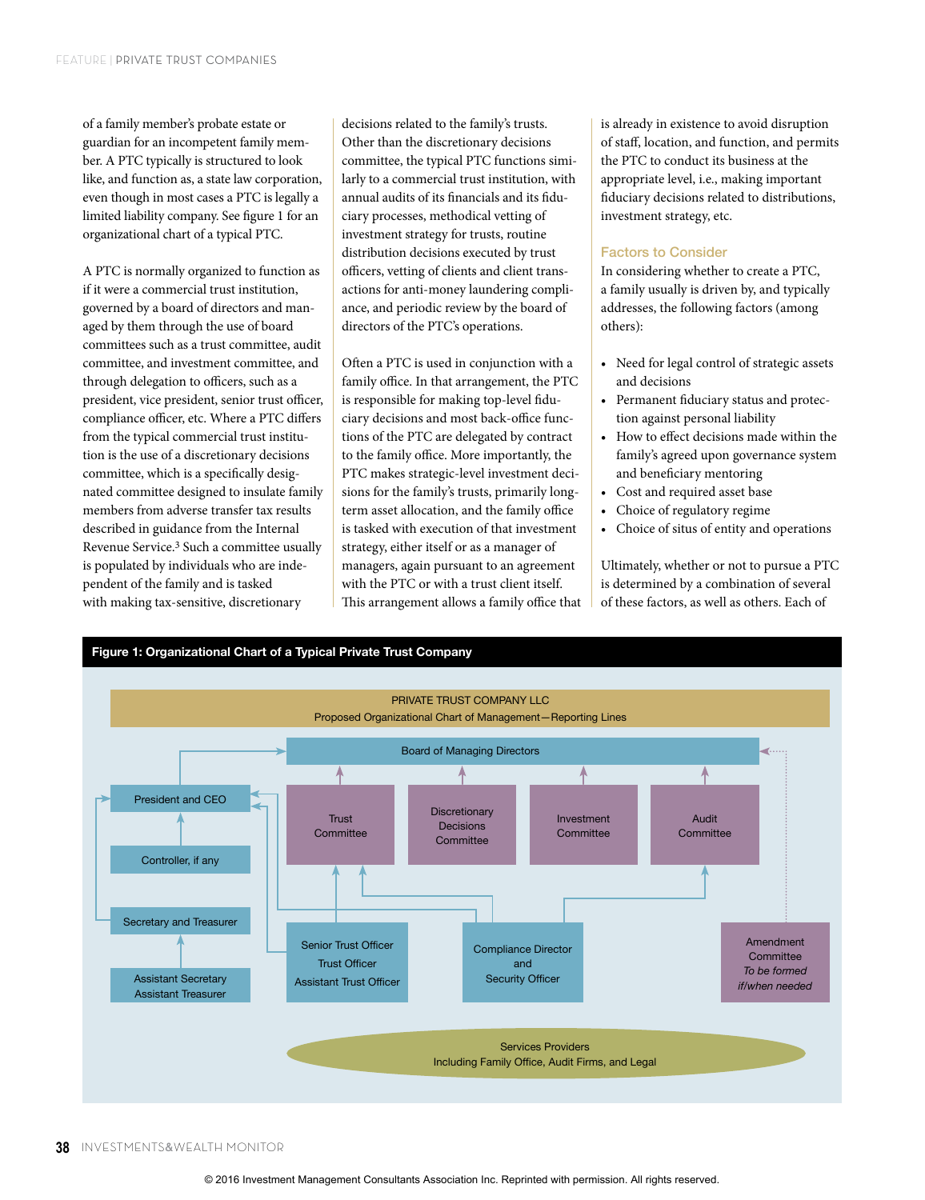of a family member's probate estate or guardian for an incompetent family member. A PTC typically is structured to look like, and function as, a state law corporation, even though in most cases a PTC is legally a limited liability company. See figure 1 for an organizational chart of a typical PTC.

A PTC is normally organized to function as if it were a commercial trust institution, governed by a board of directors and managed by them through the use of board committees such as a trust committee, audit committee, and investment committee, and through delegation to officers, such as a president, vice president, senior trust officer, compliance officer, etc. Where a PTC differs from the typical commercial trust institution is the use of a discretionary decisions committee, which is a specifically designated committee designed to insulate family members from adverse transfer tax results described in guidance from the Internal Revenue Service.[3] Such a committee usually is populated by individuals who are independent of the family and is tasked with making tax-sensitive, discretionary decisions related to the family's trusts. Other than the discretionary decisions committee, the typical PTC functions similarly to a commercial trust institution, with annual audits of its financials and its fiduciary processes, methodical vetting of investment strategy for trusts, routine distribution decisions executed by trust officers, vetting of clients and client transactions for anti-money laundering compliance, and periodic review by the board of directors of the PTC's operations.

Often a PTC is used in conjunction with a family office. In that arrangement, the PTC is responsible for making top-level fiduciary decisions and most back-office functions of the PTC are delegated by contract to the family office. More importantly, the PTC makes strategic-level investment decisions for the family's trusts, primarily long-term asset allocation, and the family office is tasked with execution of that investment strategy, either itself or as a manager of managers, again pursuant to an agreement with the PTC or with a trust client itself. This arrangement allows a family office that is already in existence to avoid disruption of staff, location, and function, and permits the PTC to conduct its business at the appropriate level, i.e., making important fiduciary decisions related to distributions, investment strategy, etc.

## Factors to Consider

In considering whether to create a PTC, a family usually is driven by, and typically addresses, the following factors (among others):

- Need for legal control of strategic assets and decisions
- Permanent fiduciary status and protection against personal liability
- How to effect decisions made within the family's agreed upon governance system and beneficiary mentoring
- Cost and required asset base
- Choice of regulatory regime
- Choice of situs of entity and operations

Ultimately, whether or not to pursue a PTC is determined by a combination of several of these factors, as well as others. Each of

**Figure 1: Organizational Chart of a Typical Private Trust Company**

PRIVATE TRUST COMPANY LLC
Proposed Organizational Chart of Management—Reporting Lines

- Board of Managing Directors
  - President and CEO
    - Controller, if any
    - Secretary and Treasurer
      - Assistant Secretary, Assistant Treasurer
  - Trust Committee
  - Discretionary Decisions Committee
  - Investment Committee
  - Audit Committee
  - Senior Trust Officer, Trust Officer, Assistant Trust Officer
  - Compliance Director and Security Officer
  - Amendment Committee *To be formed if/when needed*
- Services Providers Including Family Office, Audit Firms, and Legal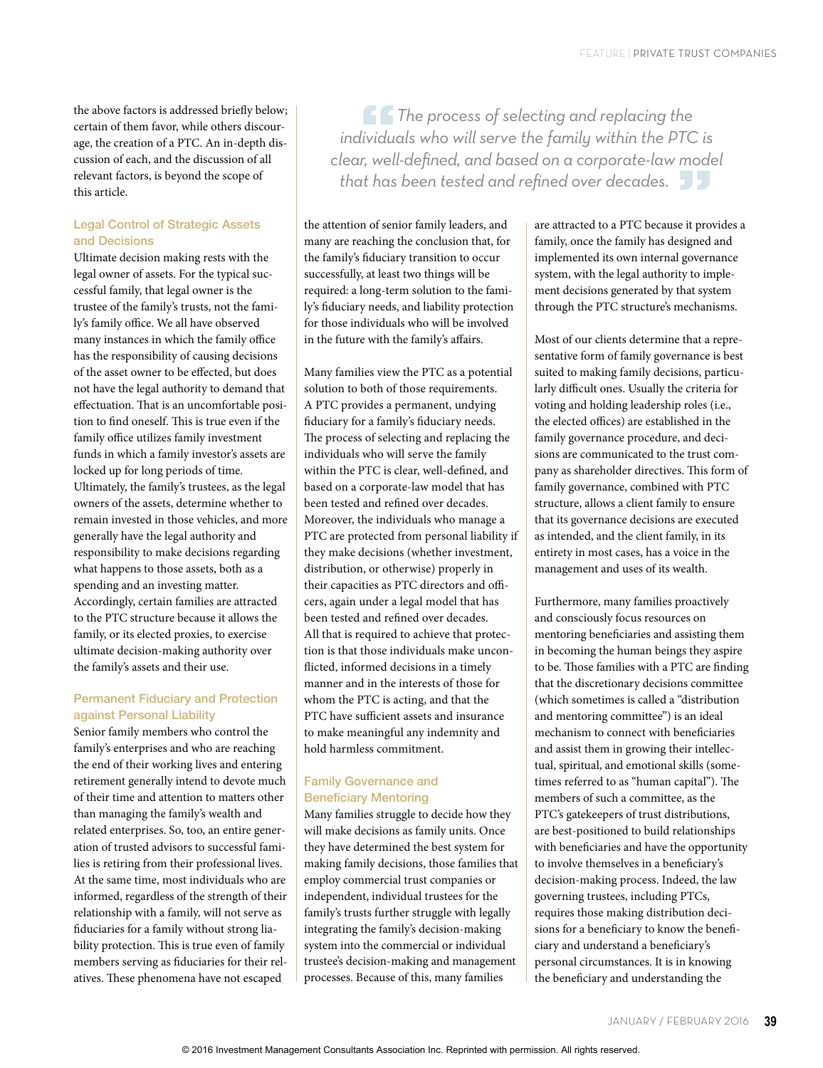the above factors is addressed briefly below; certain of them favor, while others discourage, the creation of a PTC. An in-depth discussion of each, and the discussion of all relevant factors, is beyond the scope of this article.

> *The process of selecting and replacing the individuals who will serve the family within the PTC is clear, well-defined, and based on a corporate-law model that has been tested and refined over decades.*

### Legal Control of Strategic Assets and Decisions

Ultimate decision making rests with the legal owner of assets. For the typical successful family, that legal owner is the trustee of the family's trusts, not the family's family office. We all have observed many instances in which the family office has the responsibility of causing decisions of the asset owner to be effected, but does not have the legal authority to demand that effectuation. That is an uncomfortable position to find oneself. This is true even if the family office utilizes family investment funds in which a family investor's assets are locked up for long periods of time. Ultimately, the family's trustees, as the legal owners of the assets, determine whether to remain invested in those vehicles, and more generally have the legal authority and responsibility to make decisions regarding what happens to those assets, both as a spending and an investing matter. Accordingly, certain families are attracted to the PTC structure because it allows the family, or its elected proxies, to exercise ultimate decision-making authority over the family's assets and their use.

### Permanent Fiduciary and Protection against Personal Liability

Senior family members who control the family's enterprises and who are reaching the end of their working lives and entering retirement generally intend to devote much of their time and attention to matters other than managing the family's wealth and related enterprises. So, too, an entire generation of trusted advisors to successful families is retiring from their professional lives. At the same time, most individuals who are informed, regardless of the strength of their relationship with a family, will not serve as fiduciaries for a family without strong liability protection. This is true even of family members serving as fiduciaries for their relatives. These phenomena have not escaped the attention of senior family leaders, and many are reaching the conclusion that, for the family's fiduciary transition to occur successfully, at least two things will be required: a long-term solution to the family's fiduciary needs, and liability protection for those individuals who will be involved in the future with the family's affairs.

Many families view the PTC as a potential solution to both of those requirements. A PTC provides a permanent, undying fiduciary for a family's fiduciary needs. The process of selecting and replacing the individuals who will serve the family within the PTC is clear, well-defined, and based on a corporate-law model that has been tested and refined over decades. Moreover, the individuals who manage a PTC are protected from personal liability if they make decisions (whether investment, distribution, or otherwise) properly in their capacities as PTC directors and officers, again under a legal model that has been tested and refined over decades. All that is required to achieve that protection is that those individuals make unconflicted, informed decisions in a timely manner and in the interests of those for whom the PTC is acting, and that the PTC have sufficient assets and insurance to make meaningful any indemnity and hold harmless commitment.

### Family Governance and Beneficiary Mentoring

Many families struggle to decide how they will make decisions as family units. Once they have determined the best system for making family decisions, those families that employ commercial trust companies or independent, individual trustees for the family's trusts further struggle with legally integrating the family's decision-making system into the commercial or individual trustee's decision-making and management processes. Because of this, many families are attracted to a PTC because it provides a family, once the family has designed and implemented its own internal governance system, with the legal authority to implement decisions generated by that system through the PTC structure's mechanisms.

Most of our clients determine that a representative form of family governance is best suited to making family decisions, particularly difficult ones. Usually the criteria for voting and holding leadership roles (i.e., the elected offices) are established in the family governance procedure, and decisions are communicated to the trust company as shareholder directives. This form of family governance, combined with PTC structure, allows a client family to ensure that its governance decisions are executed as intended, and the client family, in its entirety in most cases, has a voice in the management and uses of its wealth.

Furthermore, many families proactively and consciously focus resources on mentoring beneficiaries and assisting them in becoming the human beings they aspire to be. Those families with a PTC are finding that the discretionary decisions committee (which sometimes is called a "distribution and mentoring committee") is an ideal mechanism to connect with beneficiaries and assist them in growing their intellectual, spiritual, and emotional skills (sometimes referred to as "human capital"). The members of such a committee, as the PTC's gatekeepers of trust distributions, are best-positioned to build relationships with beneficiaries and have the opportunity to involve themselves in a beneficiary's decision-making process. Indeed, the law governing trustees, including PTCs, requires those making distribution decisions for a beneficiary to know the beneficiary and understand a beneficiary's personal circumstances. It is in knowing the beneficiary and understanding the

© 2016 Investment Management Consultants Association Inc. Reprinted with permission. All rights reserved.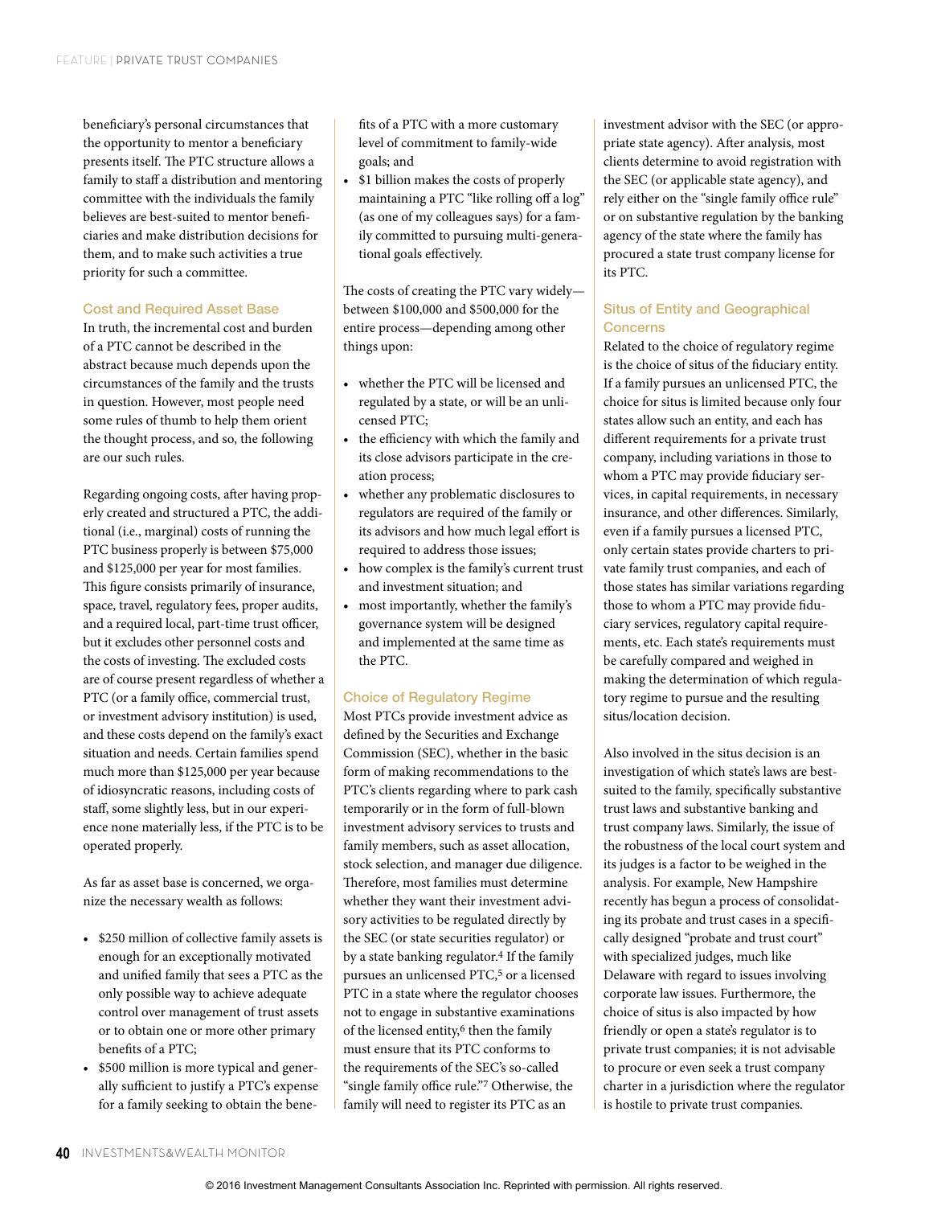beneficiary's personal circumstances that the opportunity to mentor a beneficiary presents itself. The PTC structure allows a family to staff a distribution and mentoring committee with the individuals the family believes are best-suited to mentor beneficiaries and make distribution decisions for them, and to make such activities a true priority for such a committee.

### Cost and Required Asset Base

In truth, the incremental cost and burden of a PTC cannot be described in the abstract because much depends upon the circumstances of the family and the trusts in question. However, most people need some rules of thumb to help them orient the thought process, and so, the following are our such rules.

Regarding ongoing costs, after having properly created and structured a PTC, the additional (i.e., marginal) costs of running the PTC business properly is between $75,000 and $125,000 per year for most families. This figure consists primarily of insurance, space, travel, regulatory fees, proper audits, and a required local, part-time trust officer, but it excludes other personnel costs and the costs of investing. The excluded costs are of course present regardless of whether a PTC (or a family office, commercial trust, or investment advisory institution) is used, and these costs depend on the family's exact situation and needs. Certain families spend much more than $125,000 per year because of idiosyncratic reasons, including costs of staff, some slightly less, but in our experience none materially less, if the PTC is to be operated properly.

As far as asset base is concerned, we organize the necessary wealth as follows:

- $250 million of collective family assets is enough for an exceptionally motivated and unified family that sees a PTC as the only possible way to achieve adequate control over management of trust assets or to obtain one or more other primary benefits of a PTC;
- $500 million is more typical and generally sufficient to justify a PTC's expense for a family seeking to obtain the benefits of a PTC with a more customary level of commitment to family-wide goals; and
- $1 billion makes the costs of properly maintaining a PTC "like rolling off a log" (as one of my colleagues says) for a family committed to pursuing multi-generational goals effectively.

The costs of creating the PTC vary widely—between $100,000 and $500,000 for the entire process—depending among other things upon:

- whether the PTC will be licensed and regulated by a state, or will be an unlicensed PTC;
- the efficiency with which the family and its close advisors participate in the creation process;
- whether any problematic disclosures to regulators are required of the family or its advisors and how much legal effort is required to address those issues;
- how complex is the family's current trust and investment situation; and
- most importantly, whether the family's governance system will be designed and implemented at the same time as the PTC.

### Choice of Regulatory Regime

Most PTCs provide investment advice as defined by the Securities and Exchange Commission (SEC), whether in the basic form of making recommendations to the PTC's clients regarding where to park cash temporarily or in the form of full-blown investment advisory services to trusts and family members, such as asset allocation, stock selection, and manager due diligence. Therefore, most families must determine whether they want their investment advisory activities to be regulated directly by the SEC (or state securities regulator) or by a state banking regulator.[4] If the family pursues an unlicensed PTC,[5] or a licensed PTC in a state where the regulator chooses not to engage in substantive examinations of the licensed entity,[6] then the family must ensure that its PTC conforms to the requirements of the SEC's so-called "single family office rule."[7] Otherwise, the family will need to register its PTC as an investment advisor with the SEC (or appropriate state agency). After analysis, most clients determine to avoid registration with the SEC (or applicable state agency), and rely either on the "single family office rule" or on substantive regulation by the banking agency of the state where the family has procured a state trust company license for its PTC.

### Situs of Entity and Geographical Concerns

Related to the choice of regulatory regime is the choice of situs of the fiduciary entity. If a family pursues an unlicensed PTC, the choice for situs is limited because only four states allow such an entity, and each has different requirements for a private trust company, including variations in those to whom a PTC may provide fiduciary services, in capital requirements, in necessary insurance, and other differences. Similarly, even if a family pursues a licensed PTC, only certain states provide charters to private family trust companies, and each of those states has similar variations regarding those to whom a PTC may provide fiduciary services, regulatory capital requirements, etc. Each state's requirements must be carefully compared and weighed in making the determination of which regulatory regime to pursue and the resulting situs/location decision.

Also involved in the situs decision is an investigation of which state's laws are best-suited to the family, specifically substantive trust laws and substantive banking and trust company laws. Similarly, the issue of the robustness of the local court system and its judges is a factor to be weighed in the analysis. For example, New Hampshire recently has begun a process of consolidating its probate and trust cases in a specifically designed "probate and trust court" with specialized judges, much like Delaware with regard to issues involving corporate law issues. Furthermore, the choice of situs is also impacted by how friendly or open a state's regulator is to private trust companies; it is not advisable to procure or even seek a trust company charter in a jurisdiction where the regulator is hostile to private trust companies.

© 2016 Investment Management Consultants Association Inc. Reprinted with permission. All rights reserved.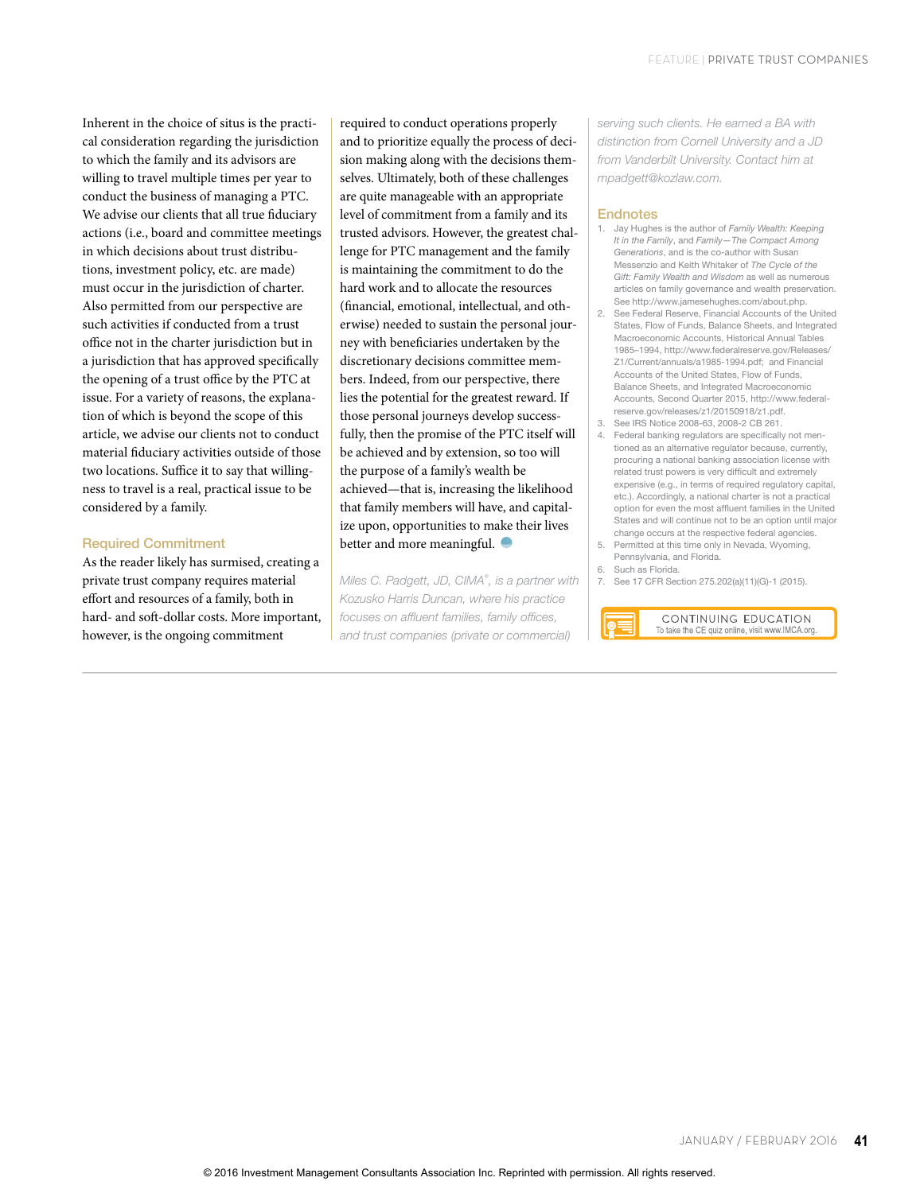Inherent in the choice of situs is the practical consideration regarding the jurisdiction to which the family and its advisors are willing to travel multiple times per year to conduct the business of managing a PTC. We advise our clients that all true fiduciary actions (i.e., board and committee meetings in which decisions about trust distributions, investment policy, etc. are made) must occur in the jurisdiction of charter. Also permitted from our perspective are such activities if conducted from a trust office not in the charter jurisdiction but in a jurisdiction that has approved specifically the opening of a trust office by the PTC at issue. For a variety of reasons, the explanation of which is beyond the scope of this article, we advise our clients not to conduct material fiduciary activities outside of those two locations. Suffice it to say that willingness to travel is a real, practical issue to be considered by a family.

## Required Commitment

As the reader likely has surmised, creating a private trust company requires material effort and resources of a family, both in hard- and soft-dollar costs. More important, however, is the ongoing commitment required to conduct operations properly and to prioritize equally the process of decision making along with the decisions themselves. Ultimately, both of these challenges are quite manageable with an appropriate level of commitment from a family and its trusted advisors. However, the greatest challenge for PTC management and the family is maintaining the commitment to do the hard work and to allocate the resources (financial, emotional, intellectual, and otherwise) needed to sustain the personal journey with beneficiaries undertaken by the discretionary decisions committee members. Indeed, from our perspective, there lies the potential for the greatest reward. If those personal journeys develop successfully, then the promise of the PTC itself will be achieved and by extension, so too will the purpose of a family's wealth be achieved—that is, increasing the likelihood that family members will have, and capitalize upon, opportunities to make their lives better and more meaningful.

*Miles C. Padgett, JD, CIMA®, is a partner with Kozusko Harris Duncan, where his practice focuses on affluent families, family offices, and trust companies (private or commercial) serving such clients. He earned a BA with distinction from Cornell University and a JD from Vanderbilt University. Contact him at mpadgett@kozlaw.com.*

## Endnotes

1. Jay Hughes is the author of *Family Wealth: Keeping It in the Family*, and *Family—The Compact Among Generations*, and is the co-author with Susan Messenzio and Keith Whitaker of *The Cycle of the Gift: Family Wealth and Wisdom* as well as numerous articles on family governance and wealth preservation. See http://www.jamesehughes.com/about.php.
2. See Federal Reserve, Financial Accounts of the United States, Flow of Funds, Balance Sheets, and Integrated Macroeconomic Accounts, Historical Annual Tables 1985–1994, http://www.federalreserve.gov/Releases/Z1/Current/annuals/a1985-1994.pdf; and Financial Accounts of the United States, Flow of Funds, Balance Sheets, and Integrated Macroeconomic Accounts, Second Quarter 2015, http://www.federalreserve.gov/releases/z1/20150918/z1.pdf.
3. See IRS Notice 2008-63, 2008-2 CB 261.
4. Federal banking regulators are specifically not mentioned as an alternative regulator because, currently, procuring a national banking association license with related trust powers is very difficult and extremely expensive (e.g., in terms of required regulatory capital, etc.). Accordingly, a national charter is not a practical option for even the most affluent families in the United States and will continue not to be an option until major change occurs at the respective federal agencies.
5. Permitted at this time only in Nevada, Wyoming, Pennsylvania, and Florida.
6. Such as Florida.
7. See 17 CFR Section 275.202(a)(11)(G)-1 (2015).

CONTINUING EDUCATION
To take the CE quiz online, visit www.IMCA.org.

© 2016 Investment Management Consultants Association Inc. Reprinted with permission. All rights reserved.